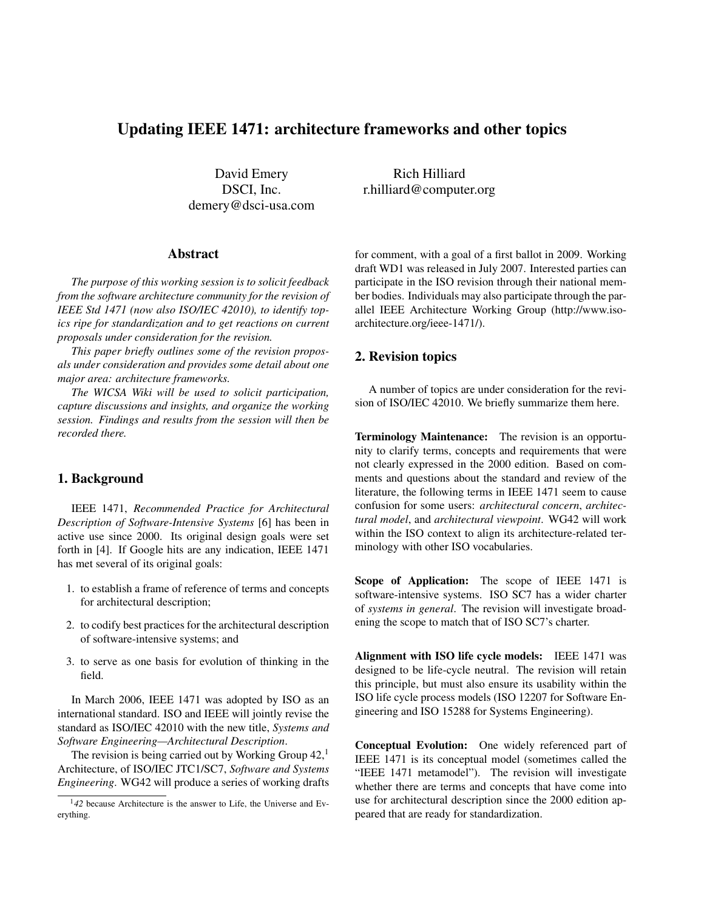# Updating IEEE 1471: architecture frameworks and other topics

David Emery
DSCI, Inc.
demery@dsci-usa.com

Rich Hilliard
r.hilliard@computer.org

## Abstract

*The purpose of this working session is to solicit feedback from the software architecture community for the revision of IEEE Std 1471 (now also ISO/IEC 42010), to identify topics ripe for standardization and to get reactions on current proposals under consideration for the revision.*

*This paper briefly outlines some of the revision proposals under consideration and provides some detail about one major area: architecture frameworks.*

*The WICSA Wiki will be used to solicit participation, capture discussions and insights, and organize the working session. Findings and results from the session will then be recorded there.*

## 1. Background

IEEE 1471, *Recommended Practice for Architectural Description of Software-Intensive Systems* [6] has been in active use since 2000. Its original design goals were set forth in [4]. If Google hits are any indication, IEEE 1471 has met several of its original goals:

1. to establish a frame of reference of terms and concepts for architectural description;
2. to codify best practices for the architectural description of software-intensive systems; and
3. to serve as one basis for evolution of thinking in the field.

In March 2006, IEEE 1471 was adopted by ISO as an international standard. ISO and IEEE will jointly revise the standard as ISO/IEC 42010 with the new title, *Systems and Software Engineering—Architectural Description*.

The revision is being carried out by Working Group 42,[1] Architecture, of ISO/IEC JTC1/SC7, *Software and Systems Engineering*. WG42 will produce a series of working drafts for comment, with a goal of a first ballot in 2009. Working draft WD1 was released in July 2007. Interested parties can participate in the ISO revision through their national member bodies. Individuals may also participate through the parallel IEEE Architecture Working Group (http://www.iso-architecture.org/ieee-1471/).

[1] *42* because Architecture is the answer to Life, the Universe and Everything.

## 2. Revision topics

A number of topics are under consideration for the revision of ISO/IEC 42010. We briefly summarize them here.

**Terminology Maintenance:** The revision is an opportunity to clarify terms, concepts and requirements that were not clearly expressed in the 2000 edition. Based on comments and questions about the standard and review of the literature, the following terms in IEEE 1471 seem to cause confusion for some users: *architectural concern*, *architectural model*, and *architectural viewpoint*. WG42 will work within the ISO context to align its architecture-related terminology with other ISO vocabularies.

**Scope of Application:** The scope of IEEE 1471 is software-intensive systems. ISO SC7 has a wider charter of *systems in general*. The revision will investigate broadening the scope to match that of ISO SC7's charter.

**Alignment with ISO life cycle models:** IEEE 1471 was designed to be life-cycle neutral. The revision will retain this principle, but must also ensure its usability within the ISO life cycle process models (ISO 12207 for Software Engineering and ISO 15288 for Systems Engineering).

**Conceptual Evolution:** One widely referenced part of IEEE 1471 is its conceptual model (sometimes called the "IEEE 1471 metamodel"). The revision will investigate whether there are terms and concepts that have come into use for architectural description since the 2000 edition appeared that are ready for standardization.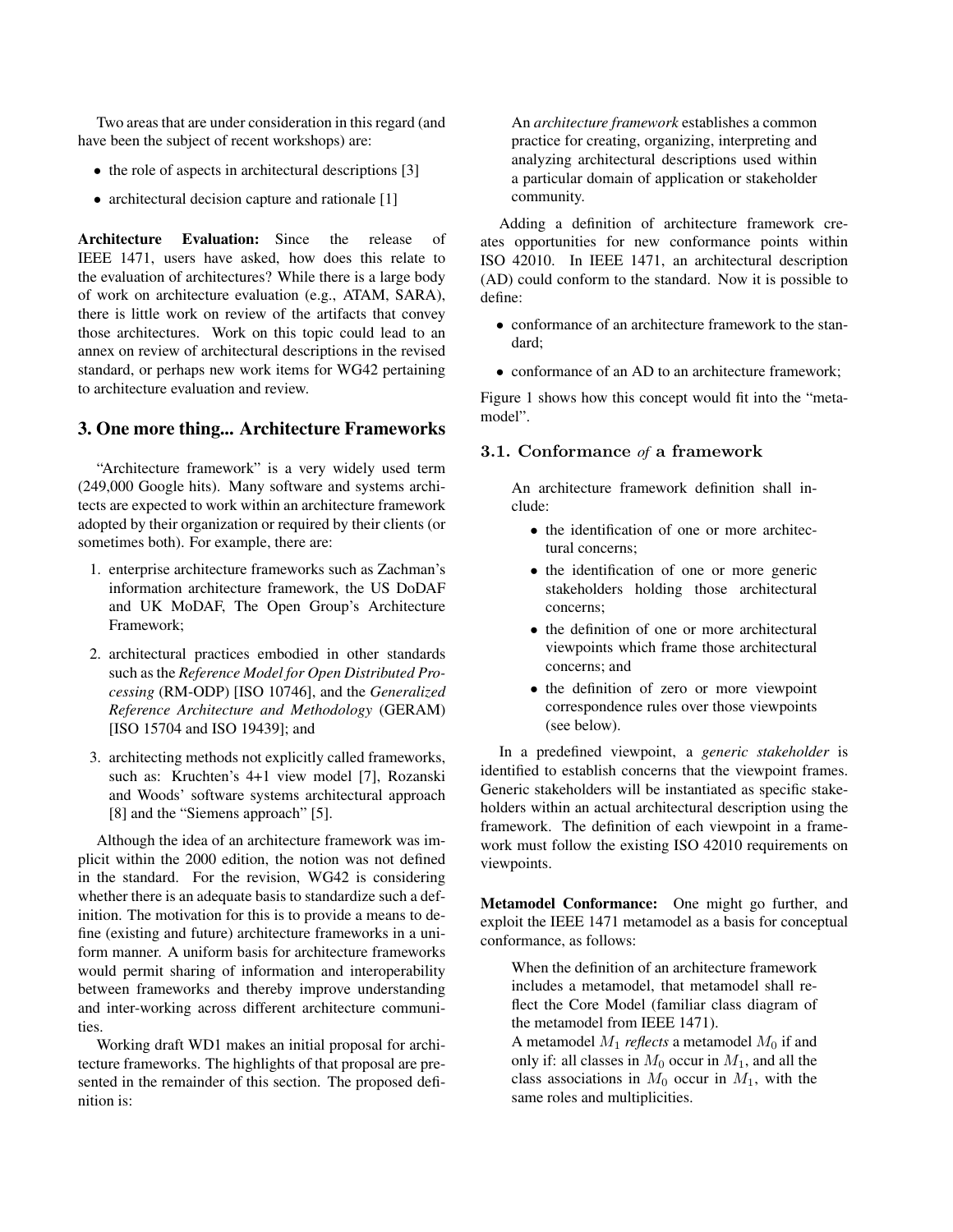Two areas that are under consideration in this regard (and have been the subject of recent workshops) are:

- the role of aspects in architectural descriptions [3]
- architectural decision capture and rationale [1]

**Architecture Evaluation:** Since the release of IEEE 1471, users have asked, how does this relate to the evaluation of architectures? While there is a large body of work on architecture evaluation (e.g., ATAM, SARA), there is little work on review of the artifacts that convey those architectures. Work on this topic could lead to an annex on review of architectural descriptions in the revised standard, or perhaps new work items for WG42 pertaining to architecture evaluation and review.

## 3. One more thing... Architecture Frameworks

"Architecture framework" is a very widely used term (249,000 Google hits). Many software and systems architects are expected to work within an architecture framework adopted by their organization or required by their clients (or sometimes both). For example, there are:

1. enterprise architecture frameworks such as Zachman's information architecture framework, the US DoDAF and UK MoDAF, The Open Group's Architecture Framework;
2. architectural practices embodied in other standards such as the *Reference Model for Open Distributed Processing* (RM-ODP) [ISO 10746], and the *Generalized Reference Architecture and Methodology* (GERAM) [ISO 15704 and ISO 19439]; and
3. architecting methods not explicitly called frameworks, such as: Kruchten's 4+1 view model [7], Rozanski and Woods' software systems architectural approach [8] and the "Siemens approach" [5].

Although the idea of an architecture framework was implicit within the 2000 edition, the notion was not defined in the standard. For the revision, WG42 is considering whether there is an adequate basis to standardize such a definition. The motivation for this is to provide a means to define (existing and future) architecture frameworks in a uniform manner. A uniform basis for architecture frameworks would permit sharing of information and interoperability between frameworks and thereby improve understanding and inter-working across different architecture communities.

Working draft WD1 makes an initial proposal for architecture frameworks. The highlights of that proposal are presented in the remainder of this section. The proposed definition is:

> An *architecture framework* establishes a common practice for creating, organizing, interpreting and analyzing architectural descriptions used within a particular domain of application or stakeholder community.

Adding a definition of architecture framework creates opportunities for new conformance points within ISO 42010. In IEEE 1471, an architectural description (AD) could conform to the standard. Now it is possible to define:

- conformance of an architecture framework to the standard;
- conformance of an AD to an architecture framework;

Figure 1 shows how this concept would fit into the "metamodel".

### 3.1. Conformance *of* a framework

> An architecture framework definition shall include:
>
> - the identification of one or more architectural concerns;
> - the identification of one or more generic stakeholders holding those architectural concerns;
> - the definition of one or more architectural viewpoints which frame those architectural concerns; and
> - the definition of zero or more viewpoint correspondence rules over those viewpoints (see below).

In a predefined viewpoint, a *generic stakeholder* is identified to establish concerns that the viewpoint frames. Generic stakeholders will be instantiated as specific stakeholders within an actual architectural description using the framework. The definition of each viewpoint in a framework must follow the existing ISO 42010 requirements on viewpoints.

**Metamodel Conformance:** One might go further, and exploit the IEEE 1471 metamodel as a basis for conceptual conformance, as follows:

> When the definition of an architecture framework includes a metamodel, that metamodel shall reflect the Core Model (familiar class diagram of the metamodel from IEEE 1471).
>
> A metamodel $M_1$ *reflects* a metamodel $M_0$ if and only if: all classes in $M_0$ occur in $M_1$, and all the class associations in $M_0$ occur in $M_1$, with the same roles and multiplicities.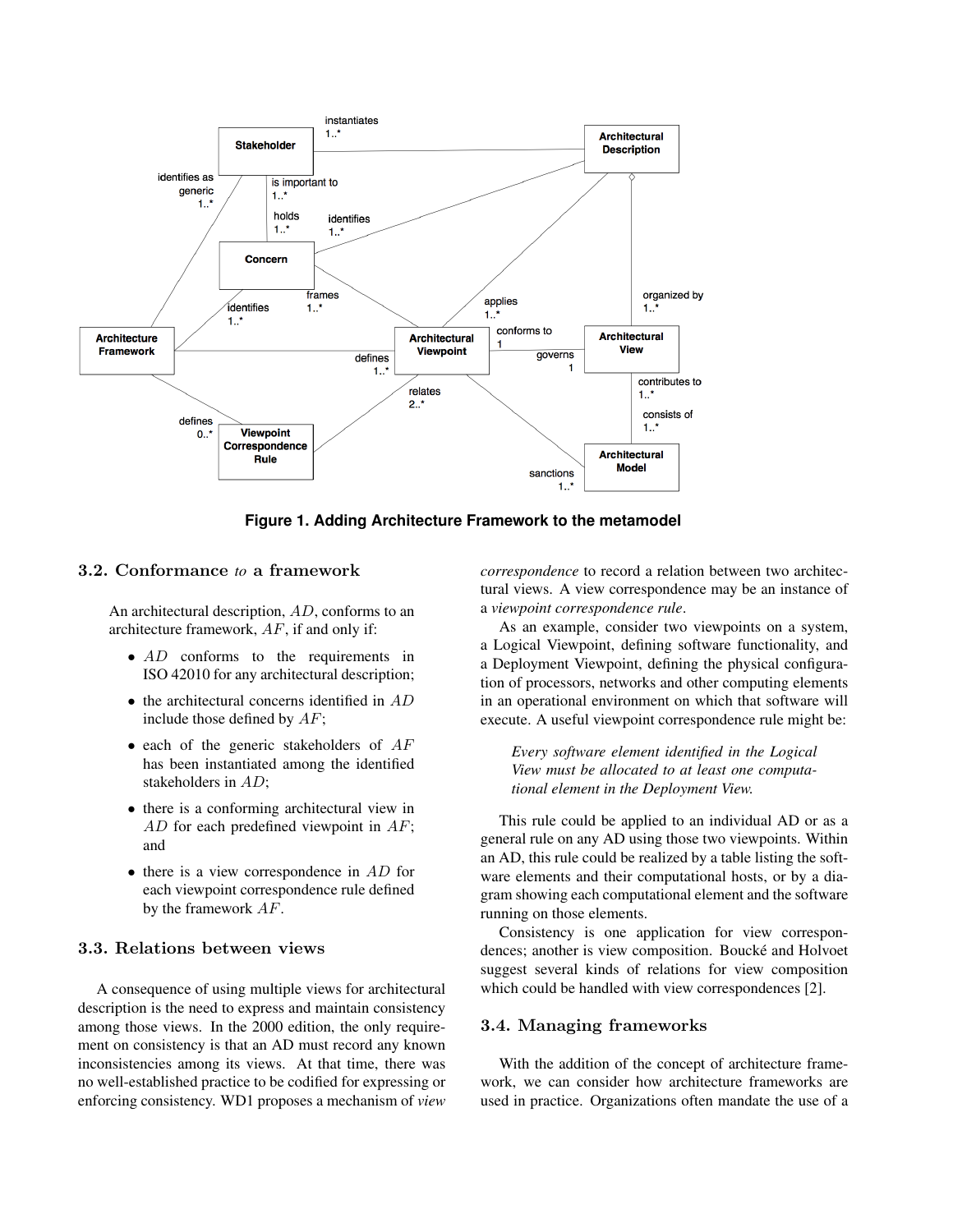Figure 1. Adding Architecture Framework to the metamodel

### 3.2. Conformance *to* a framework

An architectural description, $AD$, conforms to an architecture framework, $AF$, if and only if:

- $AD$ conforms to the requirements in ISO 42010 for any architectural description;
- the architectural concerns identified in $AD$ include those defined by $AF$;
- each of the generic stakeholders of $AF$ has been instantiated among the identified stakeholders in $AD$;
- there is a conforming architectural view in $AD$ for each predefined viewpoint in $AF$; and
- there is a view correspondence in $AD$ for each viewpoint correspondence rule defined by the framework $AF$.

### 3.3. Relations between views

A consequence of using multiple views for architectural description is the need to express and maintain consistency among those views. In the 2000 edition, the only requirement on consistency is that an AD must record any known inconsistencies among its views. At that time, there was no well-established practice to be codified for expressing or enforcing consistency. WD1 proposes a mechanism of *view correspondence* to record a relation between two architectural views. A view correspondence may be an instance of a *viewpoint correspondence rule*.

As an example, consider two viewpoints on a system, a Logical Viewpoint, defining software functionality, and a Deployment Viewpoint, defining the physical configuration of processors, networks and other computing elements in an operational environment on which that software will execute. A useful viewpoint correspondence rule might be:

> *Every software element identified in the Logical View must be allocated to at least one computational element in the Deployment View.*

This rule could be applied to an individual AD or as a general rule on any AD using those two viewpoints. Within an AD, this rule could be realized by a table listing the software elements and their computational hosts, or by a diagram showing each computational element and the software running on those elements.

Consistency is one application for view correspondences; another is view composition. Boucké and Holvoet suggest several kinds of relations for view composition which could be handled with view correspondences [2].

### 3.4. Managing frameworks

With the addition of the concept of architecture framework, we can consider how architecture frameworks are used in practice. Organizations often mandate the use of a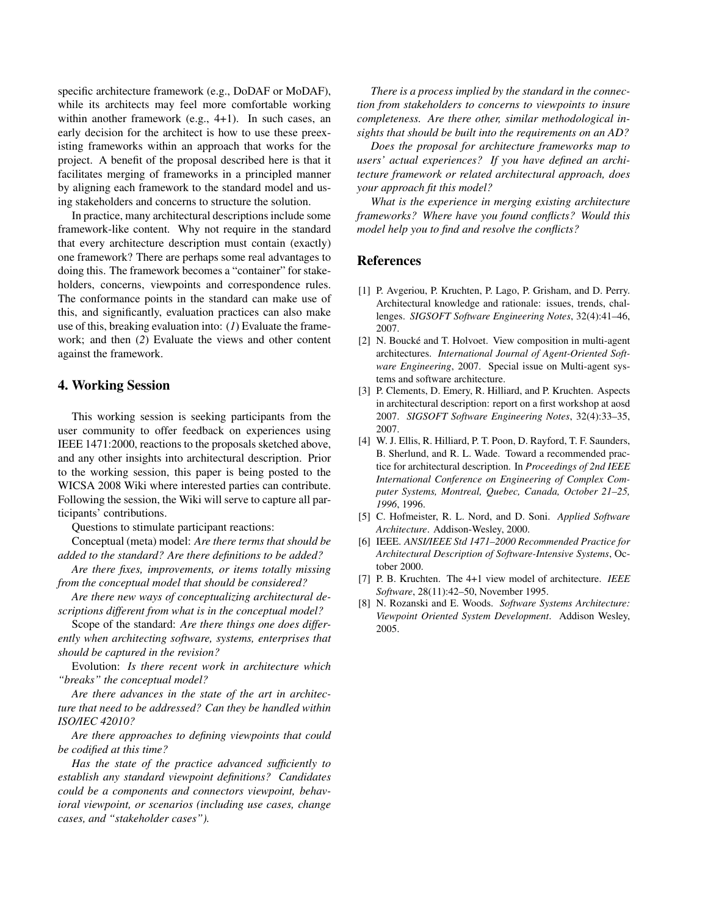specific architecture framework (e.g., DoDAF or MoDAF), while its architects may feel more comfortable working within another framework (e.g., 4+1). In such cases, an early decision for the architect is how to use these preexisting frameworks within an approach that works for the project. A benefit of the proposal described here is that it facilitates merging of frameworks in a principled manner by aligning each framework to the standard model and using stakeholders and concerns to structure the solution.

In practice, many architectural descriptions include some framework-like content. Why not require in the standard that every architecture description must contain (exactly) one framework? There are perhaps some real advantages to doing this. The framework becomes a "container" for stakeholders, concerns, viewpoints and correspondence rules. The conformance points in the standard can make use of this, and significantly, evaluation practices can also make use of this, breaking evaluation into: (*1*) Evaluate the framework; and then (*2*) Evaluate the views and other content against the framework.

## 4. Working Session

This working session is seeking participants from the user community to offer feedback on experiences using IEEE 1471:2000, reactions to the proposals sketched above, and any other insights into architectural description. Prior to the working session, this paper is being posted to the WICSA 2008 Wiki where interested parties can contribute. Following the session, the Wiki will serve to capture all participants' contributions.

Questions to stimulate participant reactions:

Conceptual (meta) model: *Are there terms that should be added to the standard? Are there definitions to be added?*

*Are there fixes, improvements, or items totally missing from the conceptual model that should be considered?*

*Are there new ways of conceptualizing architectural descriptions different from what is in the conceptual model?*

Scope of the standard: *Are there things one does differently when architecting software, systems, enterprises that should be captured in the revision?*

Evolution: *Is there recent work in architecture which "breaks" the conceptual model?*

*Are there advances in the state of the art in architecture that need to be addressed? Can they be handled within ISO/IEC 42010?*

*Are there approaches to defining viewpoints that could be codified at this time?*

*Has the state of the practice advanced sufficiently to establish any standard viewpoint definitions? Candidates could be a components and connectors viewpoint, behavioral viewpoint, or scenarios (including use cases, change cases, and "stakeholder cases").*

*There is a process implied by the standard in the connection from stakeholders to concerns to viewpoints to insure completeness. Are there other, similar methodological insights that should be built into the requirements on an AD?*

*Does the proposal for architecture frameworks map to users' actual experiences? If you have defined an architecture framework or related architectural approach, does your approach fit this model?*

*What is the experience in merging existing architecture frameworks? Where have you found conflicts? Would this model help you to find and resolve the conflicts?*

## References

[1] P. Avgeriou, P. Kruchten, P. Lago, P. Grisham, and D. Perry. Architectural knowledge and rationale: issues, trends, challenges. *SIGSOFT Software Engineering Notes*, 32(4):41–46, 2007.

[2] N. Boucké and T. Holvoet. View composition in multi-agent architectures. *International Journal of Agent-Oriented Software Engineering*, 2007. Special issue on Multi-agent systems and software architecture.

[3] P. Clements, D. Emery, R. Hilliard, and P. Kruchten. Aspects in architectural description: report on a first workshop at aosd 2007. *SIGSOFT Software Engineering Notes*, 32(4):33–35, 2007.

[4] W. J. Ellis, R. Hilliard, P. T. Poon, D. Rayford, T. F. Saunders, B. Sherlund, and R. L. Wade. Toward a recommended practice for architectural description. In *Proceedings of 2nd IEEE International Conference on Engineering of Complex Computer Systems, Montreal, Quebec, Canada, October 21–25, 1996*, 1996.

[5] C. Hofmeister, R. L. Nord, and D. Soni. *Applied Software Architecture*. Addison-Wesley, 2000.

[6] IEEE. *ANSI/IEEE Std 1471–2000 Recommended Practice for Architectural Description of Software-Intensive Systems*, October 2000.

[7] P. B. Kruchten. The 4+1 view model of architecture. *IEEE Software*, 28(11):42–50, November 1995.

[8] N. Rozanski and E. Woods. *Software Systems Architecture: Viewpoint Oriented System Development*. Addison Wesley, 2005.